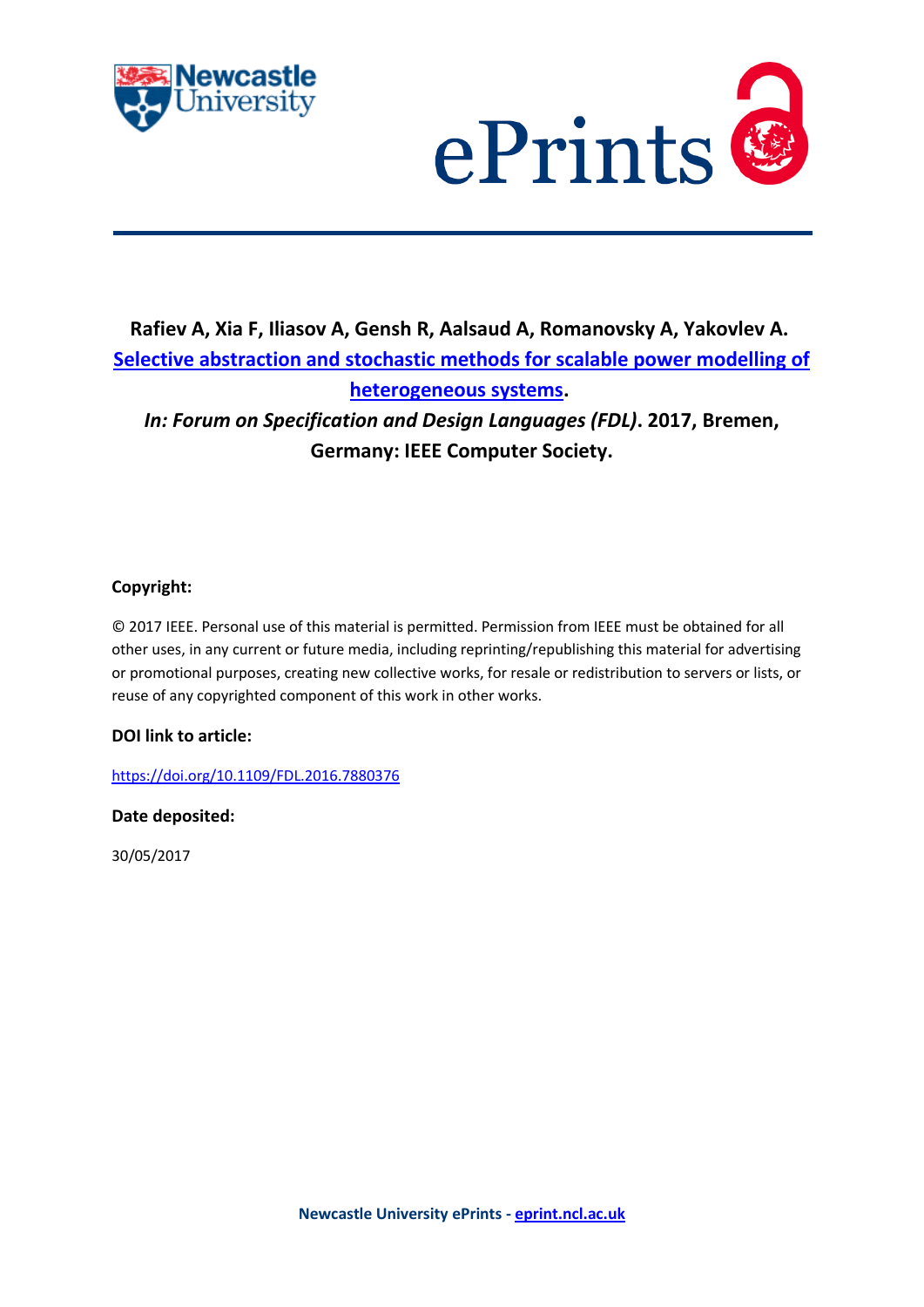**Rafiev A, Xia F, Iliasov A, Gensh R, Aalsaud A, Romanovsky A, Yakovlev A.**

**Selective abstraction and stochastic methods for scalable power modelling of heterogeneous systems.**

***In: Forum on Specification and Design Languages (FDL)*. 2017, Bremen, Germany: IEEE Computer Society.**

**Copyright:**

© 2017 IEEE. Personal use of this material is permitted. Permission from IEEE must be obtained for all other uses, in any current or future media, including reprinting/republishing this material for advertising or promotional purposes, creating new collective works, for resale or redistribution to servers or lists, or reuse of any copyrighted component of this work in other works.

**DOI link to article:**

https://doi.org/10.1109/FDL.2016.7880376

**Date deposited:**

30/05/2017

**Newcastle University ePrints - eprint.ncl.ac.uk**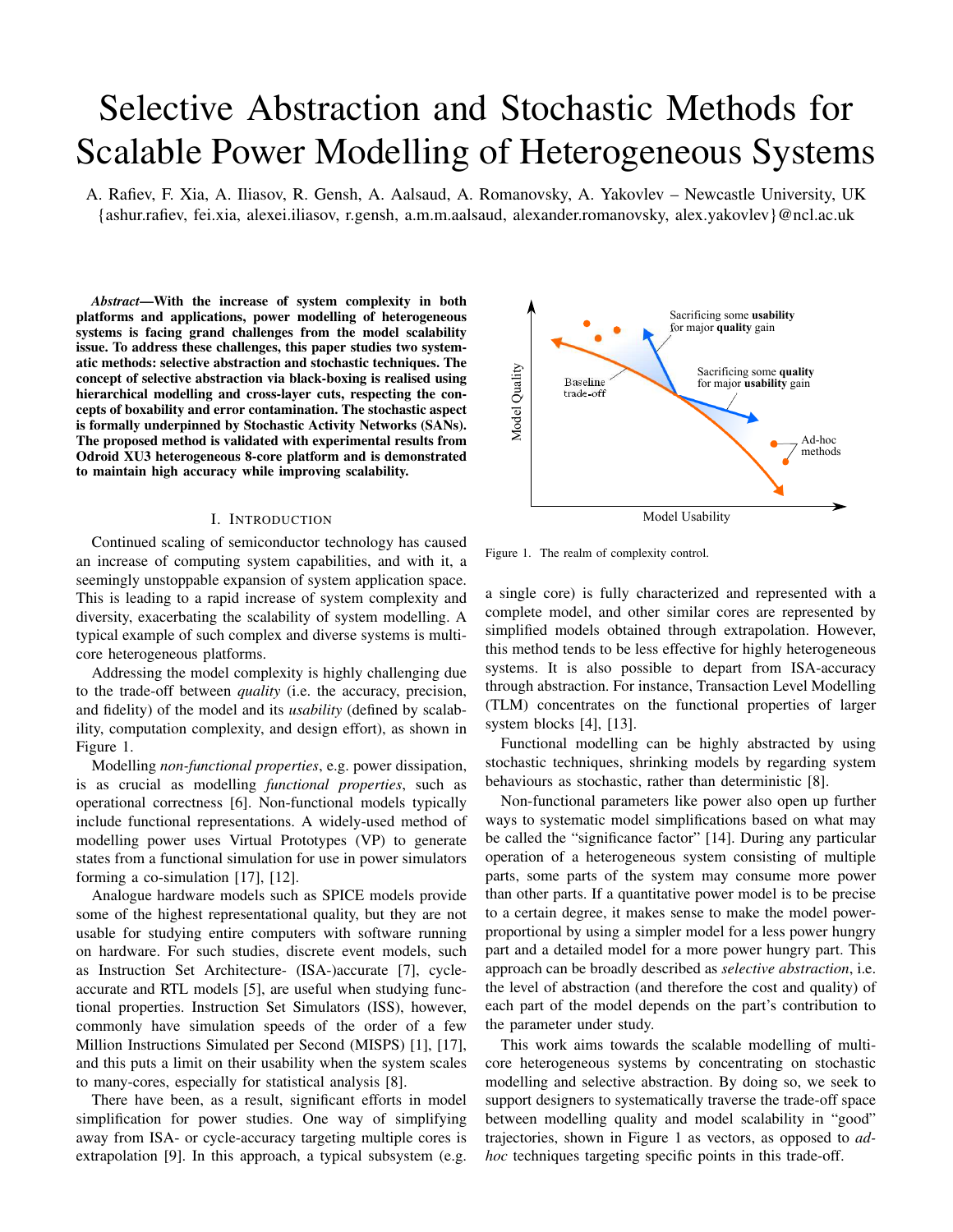# Selective Abstraction and Stochastic Methods for Scalable Power Modelling of Heterogeneous Systems

A. Rafiev, F. Xia, A. Iliasov, R. Gensh, A. Aalsaud, A. Romanovsky, A. Yakovlev – Newcastle University, UK
{ashur.rafiev, fei.xia, alexei.iliasov, r.gensh, a.m.m.aalsaud, alexander.romanovsky, alex.yakovlev}@ncl.ac.uk

***Abstract*—With the increase of system complexity in both platforms and applications, power modelling of heterogeneous systems is facing grand challenges from the model scalability issue. To address these challenges, this paper studies two systematic methods: selective abstraction and stochastic techniques. The concept of selective abstraction via black-boxing is realised using hierarchical modelling and cross-layer cuts, respecting the concepts of boxability and error contamination. The stochastic aspect is formally underpinned by Stochastic Activity Networks (SANs). The proposed method is validated with experimental results from Odroid XU3 heterogeneous 8-core platform and is demonstrated to maintain high accuracy while improving scalability.**

## I. Introduction

Continued scaling of semiconductor technology has caused an increase of computing system capabilities, and with it, a seemingly unstoppable expansion of system application space. This is leading to a rapid increase of system complexity and diversity, exacerbating the scalability of system modelling. A typical example of such complex and diverse systems is multi-core heterogeneous platforms.

Addressing the model complexity is highly challenging due to the trade-off between *quality* (i.e. the accuracy, precision, and fidelity) of the model and its *usability* (defined by scalability, computation complexity, and design effort), as shown in Figure 1.

Modelling *non-functional properties*, e.g. power dissipation, is as crucial as modelling *functional properties*, such as operational correctness [6]. Non-functional models typically include functional representations. A widely-used method of modelling power uses Virtual Prototypes (VP) to generate states from a functional simulation for use in power simulators forming a co-simulation [17], [12].

Analogue hardware models such as SPICE models provide some of the highest representational quality, but they are not usable for studying entire computers with software running on hardware. For such studies, discrete event models, such as Instruction Set Architecture- (ISA-)accurate [7], cycle-accurate and RTL models [5], are useful when studying functional properties. Instruction Set Simulators (ISS), however, commonly have simulation speeds of the order of a few Million Instructions Simulated per Second (MISPS) [1], [17], and this puts a limit on their usability when the system scales to many-cores, especially for statistical analysis [8].

There have been, as a result, significant efforts in model simplification for power studies. One way of simplifying away from ISA- or cycle-accuracy targeting multiple cores is extrapolation [9]. In this approach, a typical subsystem (e.g. a single core) is fully characterized and represented with a complete model, and other similar cores are represented by simplified models obtained through extrapolation. However, this method tends to be less effective for highly heterogeneous systems. It is also possible to depart from ISA-accuracy through abstraction. For instance, Transaction Level Modelling (TLM) concentrates on the functional properties of larger system blocks [4], [13].

Figure 1. The realm of complexity control.

Functional modelling can be highly abstracted by using stochastic techniques, shrinking models by regarding system behaviours as stochastic, rather than deterministic [8].

Non-functional parameters like power also open up further ways to systematic model simplifications based on what may be called the "significance factor" [14]. During any particular operation of a heterogeneous system consisting of multiple parts, some parts of the system may consume more power than other parts. If a quantitative power model is to be precise to a certain degree, it makes sense to make the model power-proportional by using a simpler model for a less power hungry part and a detailed model for a more power hungry part. This approach can be broadly described as *selective abstraction*, i.e. the level of abstraction (and therefore the cost and quality) of each part of the model depends on the part's contribution to the parameter under study.

This work aims towards the scalable modelling of multi-core heterogeneous systems by concentrating on stochastic modelling and selective abstraction. By doing so, we seek to support designers to systematically traverse the trade-off space between modelling quality and model scalability in "good" trajectories, shown in Figure 1 as vectors, as opposed to *ad-hoc* techniques targeting specific points in this trade-off.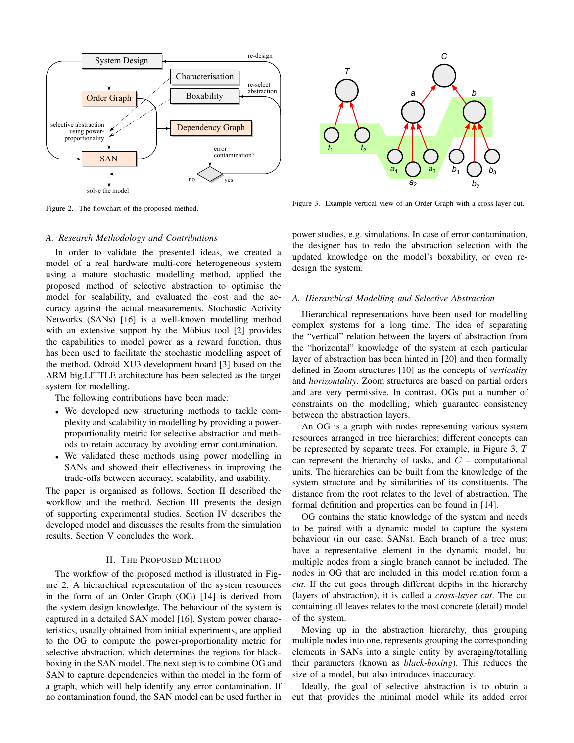System Design

Order Graph

Characterisation

Boxability

Dependency Graph

SAN

re-design

re-select abstraction

selective abstraction using power-proportionality

error contamination?

no

yes

solve the model

Figure 2. The flowchart of the proposed method.

T

C

a

b

$t_1$

$t_2$

$a_1$

$a_2$

$a_3$

$b_1$

$b_2$

$b_3$

Figure 3. Example vertical view of an Order Graph with a cross-layer cut.

### A. Research Methodology and Contributions

In order to validate the presented ideas, we created a model of a real hardware multi-core heterogeneous system using a mature stochastic modelling method, applied the proposed method of selective abstraction to optimise the model for scalability, and evaluated the cost and the accuracy against the actual measurements. Stochastic Activity Networks (SANs) [16] is a well-known modelling method with an extensive support by the Möbius tool [2] provides the capabilities to model power as a reward function, thus has been used to facilitate the stochastic modelling aspect of the method. Odroid XU3 development board [3] based on the ARM big.LITTLE architecture has been selected as the target system for modelling.

The following contributions have been made:

- We developed new structuring methods to tackle complexity and scalability in modelling by providing a power-proportionality metric for selective abstraction and methods to retain accuracy by avoiding error contamination.
- We validated these methods using power modelling in SANs and showed their effectiveness in improving the trade-offs between accuracy, scalability, and usability.

The paper is organised as follows. Section II described the workflow and the method. Section III presents the design of supporting experimental studies. Section IV describes the developed model and discusses the results from the simulation results. Section V concludes the work.

## II. The Proposed Method

The workflow of the proposed method is illustrated in Figure 2. A hierarchical representation of the system resources in the form of an Order Graph (OG) [14] is derived from the system design knowledge. The behaviour of the system is captured in a detailed SAN model [16]. System power characteristics, usually obtained from initial experiments, are applied to the OG to compute the power-proportionality metric for selective abstraction, which determines the regions for black-boxing in the SAN model. The next step is to combine OG and SAN to capture dependencies within the model in the form of a graph, which will help identify any error contamination. If no contamination found, the SAN model can be used further in power studies, e.g. simulations. In case of error contamination, the designer has to redo the abstraction selection with the updated knowledge on the model's boxability, or even re-design the system.

### A. Hierarchical Modelling and Selective Abstraction

Hierarchical representations have been used for modelling complex systems for a long time. The idea of separating the "vertical" relation between the layers of abstraction from the "horizontal" knowledge of the system at each particular layer of abstraction has been hinted in [20] and then formally defined in Zoom structures [10] as the concepts of *verticality* and *horizontality*. Zoom structures are based on partial orders and are very permissive. In contrast, OGs put a number of constraints on the modelling, which guarantee consistency between the abstraction layers.

An OG is a graph with nodes representing various system resources arranged in tree hierarchies; different concepts can be represented by separate trees. For example, in Figure 3, $T$ can represent the hierarchy of tasks, and $C$ – computational units. The hierarchies can be built from the knowledge of the system structure and by similarities of its constituents. The distance from the root relates to the level of abstraction. The formal definition and properties can be found in [14].

OG contains the static knowledge of the system and needs to be paired with a dynamic model to capture the system behaviour (in our case: SANs). Each branch of a tree must have a representative element in the dynamic model, but multiple nodes from a single branch cannot be included. The nodes in OG that are included in this model relation form a *cut*. If the cut goes through different depths in the hierarchy (layers of abstraction), it is called a *cross-layer cut*. The cut containing all leaves relates to the most concrete (detail) model of the system.

Moving up in the abstraction hierarchy, thus grouping multiple nodes into one, represents grouping the corresponding elements in SANs into a single entity by averaging/totalling their parameters (known as *black-boxing*). This reduces the size of a model, but also introduces inaccuracy.

Ideally, the goal of selective abstraction is to obtain a cut that provides the minimal model while its added error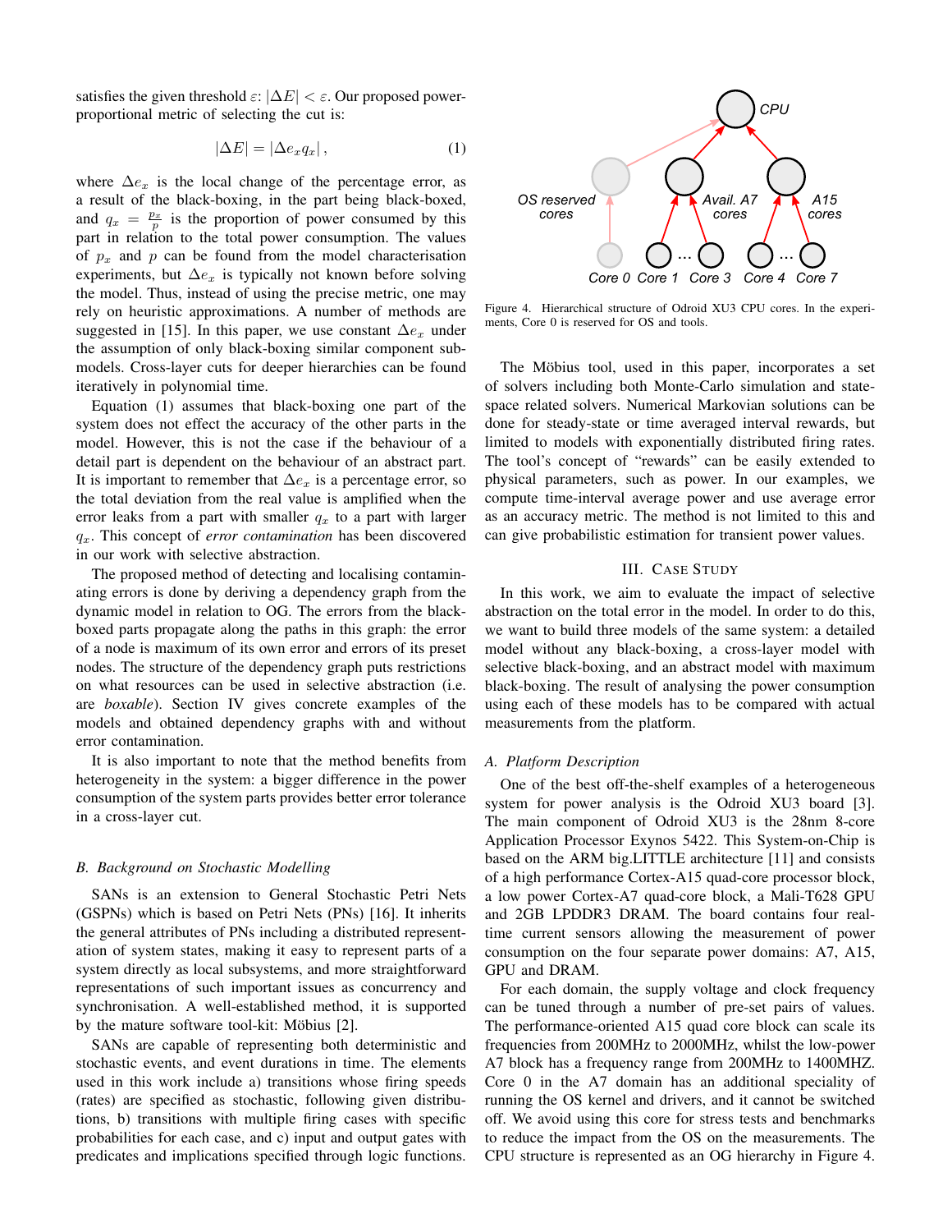satisfies the given threshold $\varepsilon$: $|\Delta E| < \varepsilon$. Our proposed power-proportional metric of selecting the cut is:

$$|\Delta E| = |\Delta e_x q_x|, \quad (1)$$

where $\Delta e_x$ is the local change of the percentage error, as a result of the black-boxing, in the part being black-boxed, and $q_x = \frac{p_x}{p}$ is the proportion of power consumed by this part in relation to the total power consumption. The values of $p_x$ and $p$ can be found from the model characterisation experiments, but $\Delta e_x$ is typically not known before solving the model. Thus, instead of using the precise metric, one may rely on heuristic approximations. A number of methods are suggested in [15]. In this paper, we use constant $\Delta e_x$ under the assumption of only black-boxing similar component sub-models. Cross-layer cuts for deeper hierarchies can be found iteratively in polynomial time.

Equation (1) assumes that black-boxing one part of the system does not effect the accuracy of the other parts in the model. However, this is not the case if the behaviour of a detail part is dependent on the behaviour of an abstract part. It is important to remember that $\Delta e_x$ is a percentage error, so the total deviation from the real value is amplified when the error leaks from a part with smaller $q_x$ to a part with larger $q_x$. This concept of *error contamination* has been discovered in our work with selective abstraction.

The proposed method of detecting and localising contaminating errors is done by deriving a dependency graph from the dynamic model in relation to OG. The errors from the black-boxed parts propagate along the paths in this graph: the error of a node is maximum of its own error and errors of its preset nodes. The structure of the dependency graph puts restrictions on what resources can be used in selective abstraction (i.e. are *boxable*). Section IV gives concrete examples of the models and obtained dependency graphs with and without error contamination.

It is also important to note that the method benefits from heterogeneity in the system: a bigger difference in the power consumption of the system parts provides better error tolerance in a cross-layer cut.

### B. Background on Stochastic Modelling

SANs is an extension to General Stochastic Petri Nets (GSPNs) which is based on Petri Nets (PNs) [16]. It inherits the general attributes of PNs including a distributed representation of system states, making it easy to represent parts of a system directly as local subsystems, and more straightforward representations of such important issues as concurrency and synchronisation. A well-established method, it is supported by the mature software tool-kit: Möbius [2].

SANs are capable of representing both deterministic and stochastic events, and event durations in time. The elements used in this work include a) transitions whose firing speeds (rates) are specified as stochastic, following given distributions, b) transitions with multiple firing cases with specific probabilities for each case, and c) input and output gates with predicates and implications specified through logic functions.

CPU

OS reserved cores

Avail. A7 cores

A15 cores

Core 0 Core 1 ... Core 3 Core 4 ... Core 7

Figure 4. Hierarchical structure of Odroid XU3 CPU cores. In the experiments, Core 0 is reserved for OS and tools.

The Möbius tool, used in this paper, incorporates a set of solvers including both Monte-Carlo simulation and state-space related solvers. Numerical Markovian solutions can be done for steady-state or time averaged interval rewards, but limited to models with exponentially distributed firing rates. The tool's concept of "rewards" can be easily extended to physical parameters, such as power. In our examples, we compute time-interval average power and use average error as an accuracy metric. The method is not limited to this and can give probabilistic estimation for transient power values.

## III. Case Study

In this work, we aim to evaluate the impact of selective abstraction on the total error in the model. In order to do this, we want to build three models of the same system: a detailed model without any black-boxing, a cross-layer model with selective black-boxing, and an abstract model with maximum black-boxing. The result of analysing the power consumption using each of these models has to be compared with actual measurements from the platform.

### A. Platform Description

One of the best off-the-shelf examples of a heterogeneous system for power analysis is the Odroid XU3 board [3]. The main component of Odroid XU3 is the 28nm 8-core Application Processor Exynos 5422. This System-on-Chip is based on the ARM big.LITTLE architecture [11] and consists of a high performance Cortex-A15 quad-core processor block, a low power Cortex-A7 quad-core block, a Mali-T628 GPU and 2GB LPDDR3 DRAM. The board contains four real-time current sensors allowing the measurement of power consumption on the four separate power domains: A7, A15, GPU and DRAM.

For each domain, the supply voltage and clock frequency can be tuned through a number of pre-set pairs of values. The performance-oriented A15 quad core block can scale its frequencies from 200MHz to 2000MHz, whilst the low-power A7 block has a frequency range from 200MHz to 1400MHZ. Core 0 in the A7 domain has an additional speciality of running the OS kernel and drivers, and it cannot be switched off. We avoid using this core for stress tests and benchmarks to reduce the impact from the OS on the measurements. The CPU structure is represented as an OG hierarchy in Figure 4.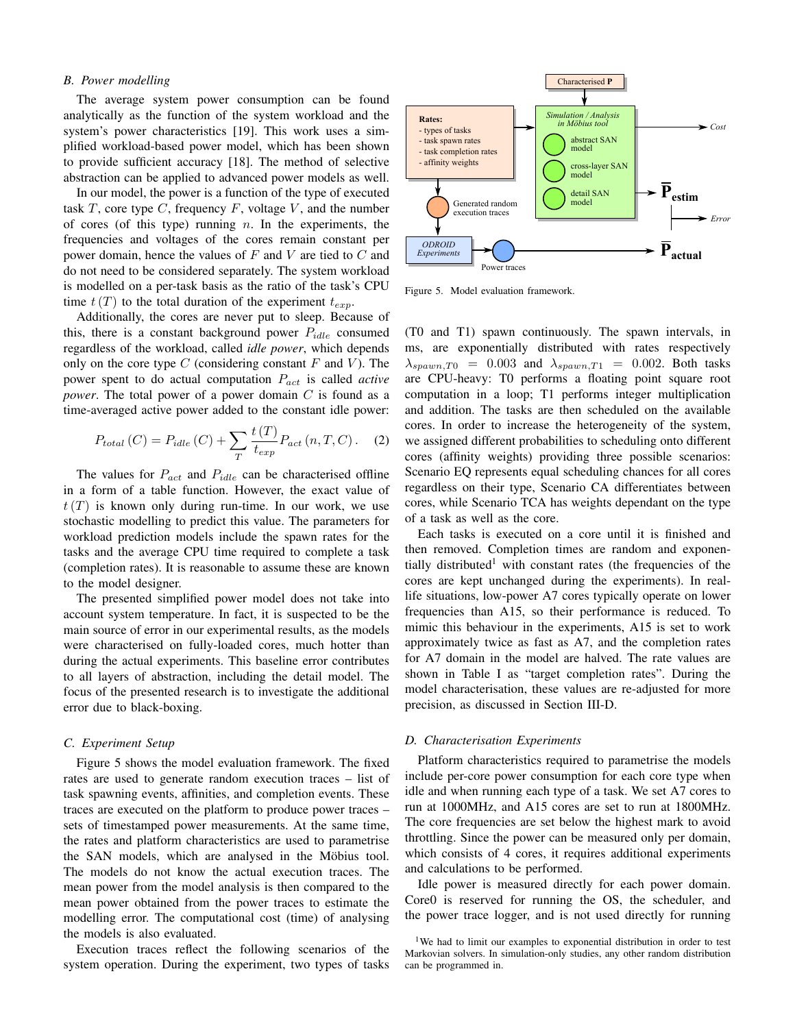### B. Power modelling

The average system power consumption can be found analytically as the function of the system workload and the system's power characteristics [19]. This work uses a simplified workload-based power model, which has been shown to provide sufficient accuracy [18]. The method of selective abstraction can be applied to advanced power models as well.

In our model, the power is a function of the type of executed task $T$, core type $C$, frequency $F$, voltage $V$, and the number of cores (of this type) running $n$. In the experiments, the frequencies and voltages of the cores remain constant per power domain, hence the values of $F$ and $V$ are tied to $C$ and do not need to be considered separately. The system workload is modelled on a per-task basis as the ratio of the task's CPU time $t(T)$ to the total duration of the experiment $t_{exp}$.

Additionally, the cores are never put to sleep. Because of this, there is a constant background power $P_{idle}$ consumed regardless of the workload, called *idle power*, which depends only on the core type $C$ (considering constant $F$ and $V$). The power spent to do actual computation $P_{act}$ is called *active power*. The total power of a power domain $C$ is found as a time-averaged active power added to the constant idle power:

$$P_{total}(C) = P_{idle}(C) + \sum_{T} \frac{t(T)}{t_{exp}} P_{act}(n, T, C). \quad (2)$$

The values for $P_{act}$ and $P_{idle}$ can be characterised offline in a form of a table function. However, the exact value of $t(T)$ is known only during run-time. In our work, we use stochastic modelling to predict this value. The parameters for workload prediction models include the spawn rates for the tasks and the average CPU time required to complete a task (completion rates). It is reasonable to assume these are known to the model designer.

The presented simplified power model does not take into account system temperature. In fact, it is suspected to be the main source of error in our experimental results, as the models were characterised on fully-loaded cores, much hotter than during the actual experiments. This baseline error contributes to all layers of abstraction, including the detail model. The focus of the presented research is to investigate the additional error due to black-boxing.

### C. Experiment Setup

Figure 5 shows the model evaluation framework. The fixed rates are used to generate random execution traces – list of task spawning events, affinities, and completion events. These traces are executed on the platform to produce power traces – sets of timestamped power measurements. At the same time, the rates and platform characteristics are used to parametrise the SAN models, which are analysed in the Möbius tool. The models do not know the actual execution traces. The mean power from the model analysis is then compared to the mean power obtained from the power traces to estimate the modelling error. The computational cost (time) of analysing the models is also evaluated.

Execution traces reflect the following scenarios of the system operation. During the experiment, two types of tasks

Characterised **P**

Rates:
- types of tasks
- task spawn rates
- task completion rates
- affinity weights

Simulation / Analysis in Möbius tool

abstract SAN model

cross-layer SAN model

detail SAN model

Cost

$\overline{\mathbf{P}}_{\mathbf{estim}}$

Error

Generated random execution traces

ODROID Experiments

Power traces

$\overline{\mathbf{P}}_{\mathbf{actual}}$

Figure 5. Model evaluation framework.

(T0 and T1) spawn continuously. The spawn intervals, in ms, are exponentially distributed with rates respectively $\lambda_{spawn,T0} = 0.003$ and $\lambda_{spawn,T1} = 0.002$. Both tasks are CPU-heavy: T0 performs a floating point square root computation in a loop; T1 performs integer multiplication and addition. The tasks are then scheduled on the available cores. In order to increase the heterogeneity of the system, we assigned different probabilities to scheduling onto different cores (affinity weights) providing three possible scenarios: Scenario EQ represents equal scheduling chances for all cores regardless on their type, Scenario CA differentiates between cores, while Scenario TCA has weights dependant on the type of a task as well as the core.

Each tasks is executed on a core until it is finished and then removed. Completion times are random and exponentially distributed[1] with constant rates (the frequencies of the cores are kept unchanged during the experiments). In real-life situations, low-power A7 cores typically operate on lower frequencies than A15, so their performance is reduced. To mimic this behaviour in the experiments, A15 is set to work approximately twice as fast as A7, and the completion rates for A7 domain in the model are halved. The rate values are shown in Table I as "target completion rates". During the model characterisation, these values are re-adjusted for more precision, as discussed in Section III-D.

### D. Characterisation Experiments

Platform characteristics required to parametrise the models include per-core power consumption for each core type when idle and when running each type of a task. We set A7 cores to run at 1000MHz, and A15 cores are set to run at 1800MHz. The core frequencies are set below the highest mark to avoid throttling. Since the power can be measured only per domain, which consists of 4 cores, it requires additional experiments and calculations to be performed.

Idle power is measured directly for each power domain. Core0 is reserved for running the OS, the scheduler, and the power trace logger, and is not used directly for running

[1] We had to limit our examples to exponential distribution in order to test Markovian solvers. In simulation-only studies, any other random distribution can be programmed in.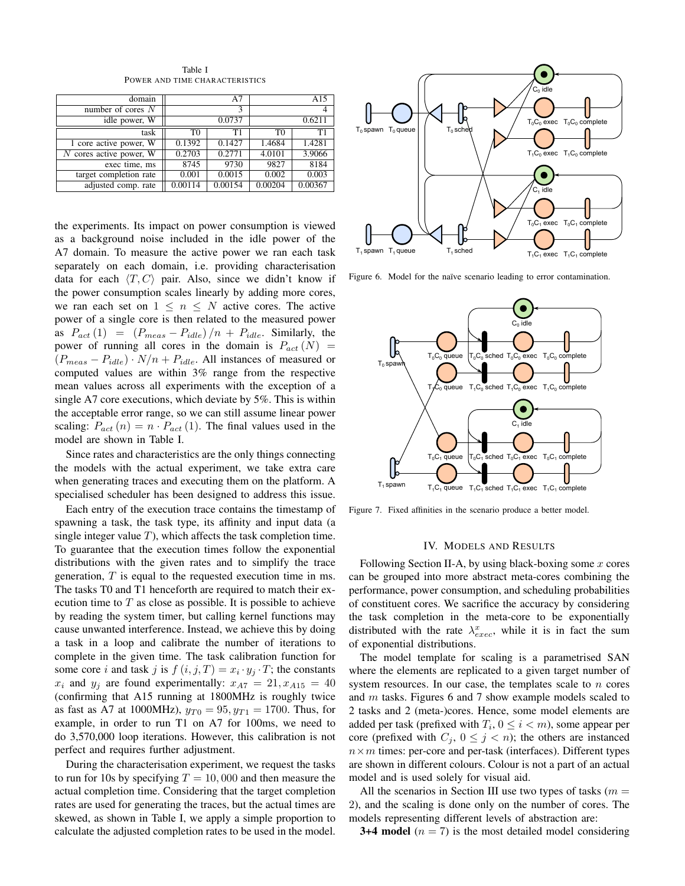Table I
POWER AND TIME CHARACTERISTICS

| domain | A7 | | A15 | |
|---|---|---|---|---|
| number of cores $N$ | 3 | | 4 | |
| idle power, W | 0.0737 | | 0.6211 | |
| task | T0 | T1 | T0 | T1 |
| 1 core active power, W | 0.1392 | 0.1427 | 1.4684 | 1.4281 |
| $N$ cores active power, W | 0.2703 | 0.2771 | 4.0101 | 3.9066 |
| exec time, ms | 8745 | 9730 | 9827 | 8184 |
| target completion rate | 0.001 | 0.0015 | 0.002 | 0.003 |
| adjusted comp. rate | 0.00114 | 0.00154 | 0.00204 | 0.00367 |

the experiments. Its impact on power consumption is viewed as a background noise included in the idle power of the A7 domain. To measure the active power we ran each task separately on each domain, i.e. providing characterisation data for each $\langle T, C\rangle$ pair. Also, since we didn't know if the power consumption scales linearly by adding more cores, we ran each set on $1 \le n \le N$ active cores. The active power of a single core is then related to the measured power as $P_{act}(1) = (P_{meas} - P_{idle})/n + P_{idle}$. Similarly, the power of running all cores in the domain is $P_{act}(N) = (P_{meas} - P_{idle}) \cdot N/n + P_{idle}$. All instances of measured or computed values are within 3% range from the respective mean values across all experiments with the exception of a single A7 core executions, which deviate by 5%. This is within the acceptable error range, so we can still assume linear power scaling: $P_{act}(n) = n \cdot P_{act}(1)$. The final values used in the model are shown in Table I.

Since rates and characteristics are the only things connecting the models with the actual experiment, we take extra care when generating traces and executing them on the platform. A specialised scheduler has been designed to address this issue.

Each entry of the execution trace contains the timestamp of spawning a task, the task type, its affinity and input data (a single integer value $T$), which affects the task completion time. To guarantee that the execution times follow the exponential distributions with the given rates and to simplify the trace generation, $T$ is equal to the requested execution time in ms. The tasks T0 and T1 henceforth are required to match their execution time to $T$ as close as possible. It is possible to achieve by reading the system timer, but calling kernel functions may cause unwanted interference. Instead, we achieve this by doing a task in a loop and calibrate the number of iterations to complete in the given time. The task calibration function for some core $i$ and task $j$ is $f(i, j, T) = x_i \cdot y_j \cdot T$; the constants $x_i$ and $y_j$ are found experimentally: $x_{A7} = 21, x_{A15} = 40$ (confirming that A15 running at 1800MHz is roughly twice as fast as A7 at 1000MHz), $y_{T0} = 95, y_{T1} = 1700$. Thus, for example, in order to run T1 on A7 for 100ms, we need to do 3,570,000 loop iterations. However, this calibration is not perfect and requires further adjustment.

During the characterisation experiment, we request the tasks to run for 10s by specifying $T = 10,000$ and then measure the actual completion time. Considering that the target completion rates are used for generating the traces, but the actual times are skewed, as shown in Table I, we apply a simple proportion to calculate the adjusted completion rates to be used in the model.

Figure 6. Model for the naïve scenario leading to error contamination.

Figure 7. Fixed affinities in the scenario produce a better model.

## IV. Models and Results

Following Section II-A, by using black-boxing some $x$ cores can be grouped into more abstract meta-cores combining the performance, power consumption, and scheduling probabilities of constituent cores. We sacrifice the accuracy by considering the task completion in the meta-core to be exponentially distributed with the rate $\lambda^x_{exec}$, while it is in fact the sum of exponential distributions.

The model template for scaling is a parametrised SAN where the elements are replicated to a given target number of system resources. In our case, the templates scale to $n$ cores and $m$ tasks. Figures 6 and 7 show example models scaled to 2 tasks and 2 (meta-)cores. Hence, some model elements are added per task (prefixed with $T_i$, $0 \le i < m$), some appear per core (prefixed with $C_j$, $0 \le j < n$); the others are instanced $n \times m$ times: per-core and per-task (interfaces). Different types are shown in different colours. Colour is not a part of an actual model and is used solely for visual aid.

All the scenarios in Section III use two types of tasks ($m = 2$), and the scaling is done only on the number of cores. The models representing different levels of abstraction are:

**3+4 model** ($n = 7$) is the most detailed model considering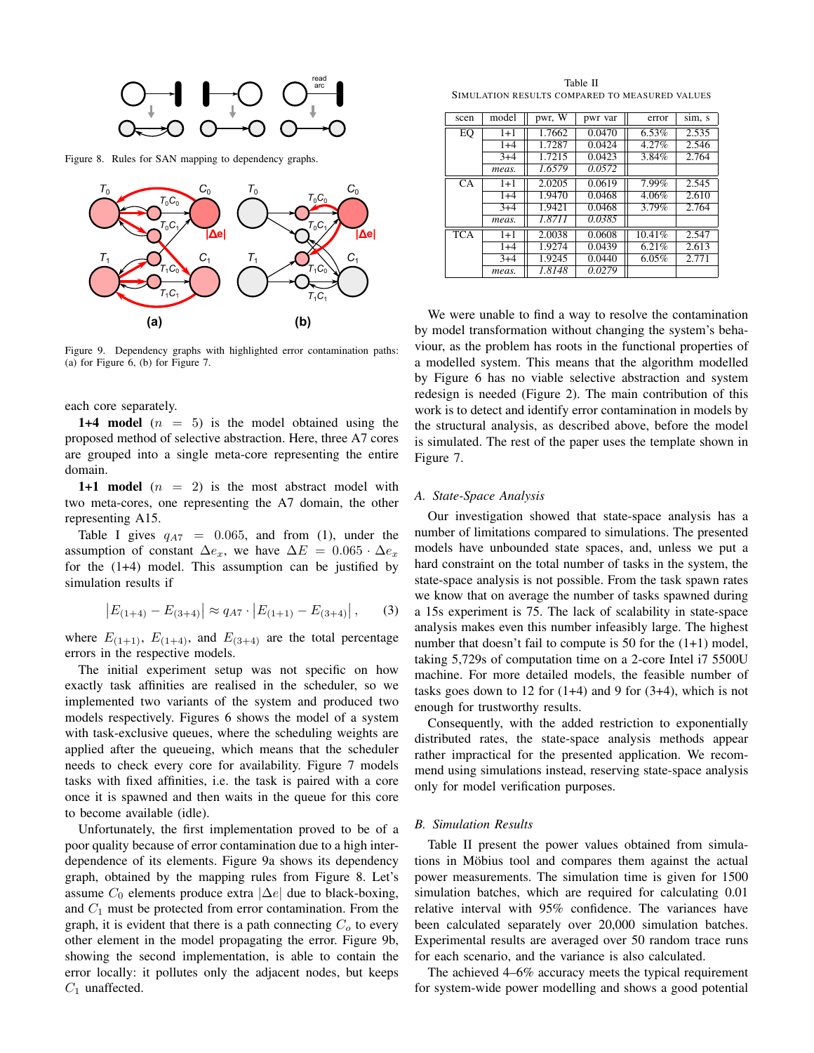Figure 8. Rules for SAN mapping to dependency graphs.

Figure 9. Dependency graphs with highlighted error contamination paths: (a) for Figure 6, (b) for Figure 7.

each core separately.

**1+4 model** ($n = 5$) is the model obtained using the proposed method of selective abstraction. Here, three A7 cores are grouped into a single meta-core representing the entire domain.

**1+1 model** ($n = 2$) is the most abstract model with two meta-cores, one representing the A7 domain, the other representing A15.

Table I gives $q_{A7} = 0.065$, and from (1), under the assumption of constant $\Delta e_x$, we have $\Delta E = 0.065 \cdot \Delta e_x$ for the (1+4) model. This assumption can be justified by simulation results if

$$\left|E_{(1+4)} - E_{(3+4)}\right| \approx q_{A7} \cdot \left|E_{(1+1)} - E_{(3+4)}\right|, \qquad (3)$$

where $E_{(1+1)}$, $E_{(1+4)}$, and $E_{(3+4)}$ are the total percentage errors in the respective models.

The initial experiment setup was not specific on how exactly task affinities are realised in the scheduler, so we implemented two variants of the system and produced two models respectively. Figures 6 shows the model of a system with task-exclusive queues, where the scheduling weights are applied after the queueing, which means that the scheduler needs to check every core for availability. Figure 7 models tasks with fixed affinities, i.e. the task is paired with a core once it is spawned and then waits in the queue for this core to become available (idle).

Unfortunately, the first implementation proved to be of a poor quality because of error contamination due to a high interdependence of its elements. Figure 9a shows its dependency graph, obtained by the mapping rules from Figure 8. Let's assume $C_0$ elements produce extra $|\Delta e|$ due to black-boxing, and $C_1$ must be protected from error contamination. From the graph, it is evident that there is a path connecting $C_o$ to every other element in the model propagating the error. Figure 9b, showing the second implementation, is able to contain the error locally: it pollutes only the adjacent nodes, but keeps $C_1$ unaffected.

Table II
Simulation results compared to measured values

| scen | model | pwr, W | pwr var | error | sim, s |
|---|---|---|---|---|---|
| EQ | 1+1 | 1.7662 | 0.0470 | 6.53% | 2.535 |
| | 1+4 | 1.7287 | 0.0424 | 4.27% | 2.546 |
| | 3+4 | 1.7215 | 0.0423 | 3.84% | 2.764 |
| | *meas.* | *1.6579* | *0.0572* | | |
| CA | 1+1 | 2.0205 | 0.0619 | 7.99% | 2.545 |
| | 1+4 | 1.9470 | 0.0468 | 4.06% | 2.610 |
| | 3+4 | 1.9421 | 0.0468 | 3.79% | 2.764 |
| | *meas.* | *1.8711* | *0.0385* | | |
| TCA | 1+1 | 2.0038 | 0.0608 | 10.41% | 2.547 |
| | 1+4 | 1.9274 | 0.0439 | 6.21% | 2.613 |
| | 3+4 | 1.9245 | 0.0440 | 6.05% | 2.771 |
| | *meas.* | *1.8148* | *0.0279* | | |

We were unable to find a way to resolve the contamination by model transformation without changing the system's behaviour, as the problem has roots in the functional properties of a modelled system. This means that the algorithm modelled by Figure 6 has no viable selective abstraction and system redesign is needed (Figure 2). The main contribution of this work is to detect and identify error contamination in models by the structural analysis, as described above, before the model is simulated. The rest of the paper uses the template shown in Figure 7.

### A. State-Space Analysis

Our investigation showed that state-space analysis has a number of limitations compared to simulations. The presented models have unbounded state spaces, and, unless we put a hard constraint on the total number of tasks in the system, the state-space analysis is not possible. From the task spawn rates we know that on average the number of tasks spawned during a 15s experiment is 75. The lack of scalability in state-space analysis makes even this number infeasibly large. The highest number that doesn't fail to compute is 50 for the (1+1) model, taking 5,729s of computation time on a 2-core Intel i7 5500U machine. For more detailed models, the feasible number of tasks goes down to 12 for (1+4) and 9 for (3+4), which is not enough for trustworthy results.

Consequently, with the added restriction to exponentially distributed rates, the state-space analysis methods appear rather impractical for the presented application. We recommend using simulations instead, reserving state-space analysis only for model verification purposes.

### B. Simulation Results

Table II present the power values obtained from simulations in Möbius tool and compares them against the actual power measurements. The simulation time is given for 1500 simulation batches, which are required for calculating 0.01 relative interval with 95% confidence. The variances have been calculated separately over 20,000 simulation batches. Experimental results are averaged over 50 random trace runs for each scenario, and the variance is also calculated.

The achieved 4–6% accuracy meets the typical requirement for system-wide power modelling and shows a good potential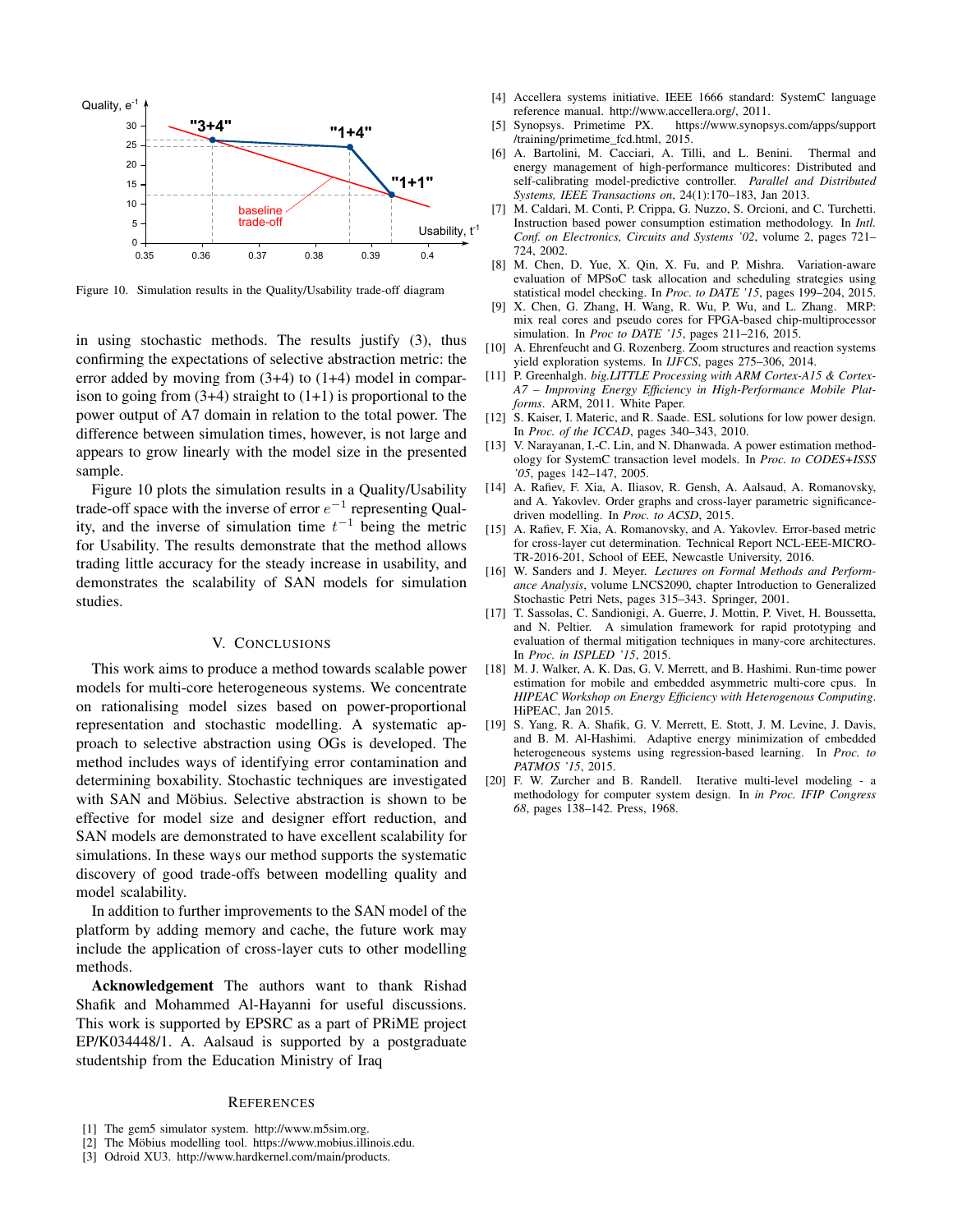Quality, $e^{-1}$

30
25
20
15
10
5
0

"3+4"
"1+4"
"1+1"

baseline trade-off

Usability, $t^{-1}$

0.35 0.36 0.37 0.38 0.39 0.4

Figure 10. Simulation results in the Quality/Usability trade-off diagram

in using stochastic methods. The results justify (3), thus confirming the expectations of selective abstraction metric: the error added by moving from (3+4) to (1+4) model in comparison to going from (3+4) straight to (1+1) is proportional to the power output of A7 domain in relation to the total power. The difference between simulation times, however, is not large and appears to grow linearly with the model size in the presented sample.

Figure 10 plots the simulation results in a Quality/Usability trade-off space with the inverse of error $e^{-1}$ representing Quality, and the inverse of simulation time $t^{-1}$ being the metric for Usability. The results demonstrate that the method allows trading little accuracy for the steady increase in usability, and demonstrates the scalability of SAN models for simulation studies.

## V. Conclusions

This work aims to produce a method towards scalable power models for multi-core heterogeneous systems. We concentrate on rationalising model sizes based on power-proportional representation and stochastic modelling. A systematic approach to selective abstraction using OGs is developed. The method includes ways of identifying error contamination and determining boxability. Stochastic techniques are investigated with SAN and Möbius. Selective abstraction is shown to be effective for model size and designer effort reduction, and SAN models are demonstrated to have excellent scalability for simulations. In these ways our method supports the systematic discovery of good trade-offs between modelling quality and model scalability.

In addition to further improvements to the SAN model of the platform by adding memory and cache, the future work may include the application of cross-layer cuts to other modelling methods.

**Acknowledgement** The authors want to thank Rishad Shafik and Mohammed Al-Hayanni for useful discussions. This work is supported by EPSRC as a part of PRiME project EP/K034448/1. A. Aalsaud is supported by a postgraduate studentship from the Education Ministry of Iraq

## References

[1] The gem5 simulator system. http://www.m5sim.org.

[2] The Möbius modelling tool. https://www.mobius.illinois.edu.

[3] Odroid XU3. http://www.hardkernel.com/main/products.

[4] Accellera systems initiative. IEEE 1666 standard: SystemC language reference manual. http://www.accellera.org/, 2011.

[5] Synopsys. Primetime PX. https://www.synopsys.com/apps/support/training/primetime_fcd.html, 2015.

[6] A. Bartolini, M. Cacciari, A. Tilli, and L. Benini. Thermal and energy management of high-performance multicores: Distributed and self-calibrating model-predictive controller. *Parallel and Distributed Systems, IEEE Transactions on*, 24(1):170–183, Jan 2013.

[7] M. Caldari, M. Conti, P. Crippa, G. Nuzzo, S. Orcioni, and C. Turchetti. Instruction based power consumption estimation methodology. In *Intl. Conf. on Electronics, Circuits and Systems '02*, volume 2, pages 721–724, 2002.

[8] M. Chen, D. Yue, X. Qin, X. Fu, and P. Mishra. Variation-aware evaluation of MPSoC task allocation and scheduling strategies using statistical model checking. In *Proc. to DATE '15*, pages 199–204, 2015.

[9] X. Chen, G. Zhang, H. Wang, R. Wu, P. Wu, and L. Zhang. MRP: mix real cores and pseudo cores for FPGA-based chip-multiprocessor simulation. In *Proc to DATE '15*, pages 211–216, 2015.

[10] A. Ehrenfeucht and G. Rozenberg. Zoom structures and reaction systems yield exploration systems. In *IJFCS*, pages 275–306, 2014.

[11] P. Greenhalgh. *big.LITTLE Processing with ARM Cortex-A15 & Cortex-A7 – Improving Energy Efficiency in High-Performance Mobile Platforms*. ARM, 2011. White Paper.

[12] S. Kaiser, I. Materic, and R. Saade. ESL solutions for low power design. In *Proc. of the ICCAD*, pages 340–343, 2010.

[13] V. Narayanan, I.-C. Lin, and N. Dhanwada. A power estimation methodology for SystemC transaction level models. In *Proc. to CODES+ISSS '05*, pages 142–147, 2005.

[14] A. Rafiev, F. Xia, A. Iliasov, R. Gensh, A. Aalsaud, A. Romanovsky, and A. Yakovlev. Order graphs and cross-layer parametric significance-driven modelling. In *Proc. to ACSD*, 2015.

[15] A. Rafiev, F. Xia, A. Romanovsky, and A. Yakovlev. Error-based metric for cross-layer cut determination. Technical Report NCL-EEE-MICRO-TR-2016-201, School of EEE, Newcastle University, 2016.

[16] W. Sanders and J. Meyer. *Lectures on Formal Methods and Performance Analysis*, volume LNCS2090, chapter Introduction to Generalized Stochastic Petri Nets, pages 315–343. Springer, 2001.

[17] T. Sassolas, C. Sandionigi, A. Guerre, J. Mottin, P. Vivet, H. Boussetta, and N. Peltier. A simulation framework for rapid prototyping and evaluation of thermal mitigation techniques in many-core architectures. In *Proc. in ISPLED '15*, 2015.

[18] M. J. Walker, A. K. Das, G. V. Merrett, and B. Hashimi. Run-time power estimation for mobile and embedded asymmetric multi-core cpus. In *HIPEAC Workshop on Energy Efficiency with Heterogenous Computing*. HiPEAC, Jan 2015.

[19] S. Yang, R. A. Shafik, G. V. Merrett, E. Stott, J. M. Levine, J. Davis, and B. M. Al-Hashimi. Adaptive energy minimization of embedded heterogeneous systems using regression-based learning. In *Proc. to PATMOS '15*, 2015.

[20] F. W. Zurcher and B. Randell. Iterative multi-level modeling - a methodology for computer system design. In *in Proc. IFIP Congress 68*, pages 138–142. Press, 1968.